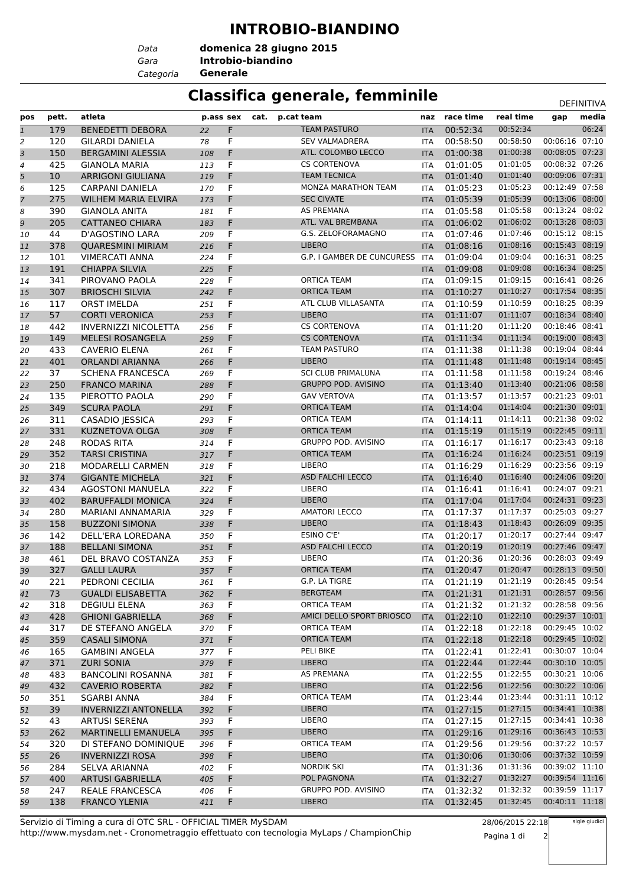# INTROBIO-BIANDINO

| | |
|---|---|
| *Data* | **domenica 28 giugno 2015** |
| *Gara* | **Introbio-biandino** |
| *Categoria* | **Generale** |

## Classifica generale, femminile

DEFINITIVA

| pos | pett. | atleta | p.ass | sex | cat. | p.cat | team | naz | race time | real time | gap | media |
|---|---|---|---|---|---|---|---|---|---|---|---|---|
| 1 | 179 | BENEDETTI DEBORA | 22 | F | | | TEAM PASTURO | ITA | 00:52:34 | 00:52:34 | | 06:24 |
| 2 | 120 | GILARDI DANIELA | 78 | F | | | SEV VALMADRERA | ITA | 00:58:50 | 00:58:50 | 00:06:16 | 07:10 |
| 3 | 150 | BERGAMINI ALESSIA | 108 | F | | | ATL. COLOMBO LECCO | ITA | 01:00:38 | 01:00:38 | 00:08:05 | 07:23 |
| 4 | 425 | GIANOLA MARIA | 113 | F | | | CS CORTENOVA | ITA | 01:01:05 | 01:01:05 | 00:08:32 | 07:26 |
| 5 | 10 | ARRIGONI GIULIANA | 119 | F | | | TEAM TECNICA | ITA | 01:01:40 | 01:01:40 | 00:09:06 | 07:31 |
| 6 | 125 | CARPANI DANIELA | 170 | F | | | MONZA MARATHON TEAM | ITA | 01:05:23 | 01:05:23 | 00:12:49 | 07:58 |
| 7 | 275 | WILHEM MARIA ELVIRA | 173 | F | | | SEC CIVATE | ITA | 01:05:39 | 01:05:39 | 00:13:06 | 08:00 |
| 8 | 390 | GIANOLA ANITA | 181 | F | | | AS PREMANA | ITA | 01:05:58 | 01:05:58 | 00:13:24 | 08:02 |
| 9 | 205 | CATTANEO CHIARA | 183 | F | | | ATL. VAL BREMBANA | ITA | 01:06:02 | 01:06:02 | 00:13:28 | 08:03 |
| 10 | 44 | D'AGOSTINO LARA | 209 | F | | | G.S. ZELOFORAMAGNO | ITA | 01:07:46 | 01:07:46 | 00:15:12 | 08:15 |
| 11 | 378 | QUARESMINI MIRIAM | 216 | F | | | LIBERO | ITA | 01:08:16 | 01:08:16 | 00:15:43 | 08:19 |
| 12 | 101 | VIMERCATI ANNA | 224 | F | | | G.P. I GAMBER DE CUNCURESS | ITA | 01:09:04 | 01:09:04 | 00:16:31 | 08:25 |
| 13 | 191 | CHIAPPA SILVIA | 225 | F | | | | ITA | 01:09:08 | 01:09:08 | 00:16:34 | 08:25 |
| 14 | 341 | PIROVANO PAOLA | 228 | F | | | ORTICA TEAM | ITA | 01:09:15 | 01:09:15 | 00:16:41 | 08:26 |
| 15 | 307 | BRIOSCHI SILVIA | 242 | F | | | ORTICA TEAM | ITA | 01:10:27 | 01:10:27 | 00:17:54 | 08:35 |
| 16 | 117 | ORST IMELDA | 251 | F | | | ATL CLUB VILLASANTA | ITA | 01:10:59 | 01:10:59 | 00:18:25 | 08:39 |
| 17 | 57 | CORTI VERONICA | 253 | F | | | LIBERO | ITA | 01:11:07 | 01:11:07 | 00:18:34 | 08:40 |
| 18 | 442 | INVERNIZZI NICOLETTA | 256 | F | | | CS CORTENOVA | ITA | 01:11:20 | 01:11:20 | 00:18:46 | 08:41 |
| 19 | 149 | MELESI ROSANGELA | 259 | F | | | CS CORTENOVA | ITA | 01:11:34 | 01:11:34 | 00:19:00 | 08:43 |
| 20 | 433 | CAVERIO ELENA | 261 | F | | | TEAM PASTURO | ITA | 01:11:38 | 01:11:38 | 00:19:04 | 08:44 |
| 21 | 401 | ORLANDI ARIANNA | 266 | F | | | LIBERO | ITA | 01:11:48 | 01:11:48 | 00:19:14 | 08:45 |
| 22 | 37 | SCHENA FRANCESCA | 269 | F | | | SCI CLUB PRIMALUNA | ITA | 01:11:58 | 01:11:58 | 00:19:24 | 08:46 |
| 23 | 250 | FRANCO MARINA | 288 | F | | | GRUPPO POD. AVISINO | ITA | 01:13:40 | 01:13:40 | 00:21:06 | 08:58 |
| 24 | 135 | PIEROTTO PAOLA | 290 | F | | | GAV VERTOVA | ITA | 01:13:57 | 01:13:57 | 00:21:23 | 09:01 |
| 25 | 349 | SCURA PAOLA | 291 | F | | | ORTICA TEAM | ITA | 01:14:04 | 01:14:04 | 00:21:30 | 09:01 |
| 26 | 311 | CASADIO JESSICA | 293 | F | | | ORTICA TEAM | ITA | 01:14:11 | 01:14:11 | 00:21:38 | 09:02 |
| 27 | 331 | KUZNETOVA OLGA | 308 | F | | | ORTICA TEAM | ITA | 01:15:19 | 01:15:19 | 00:22:45 | 09:11 |
| 28 | 248 | RODAS RITA | 314 | F | | | GRUPPO POD. AVISINO | ITA | 01:16:17 | 01:16:17 | 00:23:43 | 09:18 |
| 29 | 352 | TARSI CRISTINA | 317 | F | | | ORTICA TEAM | ITA | 01:16:24 | 01:16:24 | 00:23:51 | 09:19 |
| 30 | 218 | MODARELLI CARMEN | 318 | F | | | LIBERO | ITA | 01:16:29 | 01:16:29 | 00:23:56 | 09:19 |
| 31 | 374 | GIGANTE MICHELA | 321 | F | | | ASD FALCHI LECCO | ITA | 01:16:40 | 01:16:40 | 00:24:06 | 09:20 |
| 32 | 434 | AGOSTONI MANUELA | 322 | F | | | LIBERO | ITA | 01:16:41 | 01:16:41 | 00:24:07 | 09:21 |
| 33 | 402 | BARUFFALDI MONICA | 324 | F | | | LIBERO | ITA | 01:17:04 | 01:17:04 | 00:24:31 | 09:23 |
| 34 | 280 | MARIANI ANNAMARIA | 329 | F | | | AMATORI LECCO | ITA | 01:17:37 | 01:17:37 | 00:25:03 | 09:27 |
| 35 | 158 | BUZZONI SIMONA | 338 | F | | | LIBERO | ITA | 01:18:43 | 01:18:43 | 00:26:09 | 09:35 |
| 36 | 142 | DELL'ERA LOREDANA | 350 | F | | | ESINO C'E' | ITA | 01:20:17 | 01:20:17 | 00:27:44 | 09:47 |
| 37 | 188 | BELLANI SIMONA | 351 | F | | | ASD FALCHI LECCO | ITA | 01:20:19 | 01:20:19 | 00:27:46 | 09:47 |
| 38 | 461 | DEL BRAVO COSTANZA | 353 | F | | | LIBERO | ITA | 01:20:36 | 01:20:36 | 00:28:03 | 09:49 |
| 39 | 327 | GALLI LAURA | 357 | F | | | ORTICA TEAM | ITA | 01:20:47 | 01:20:47 | 00:28:13 | 09:50 |
| 40 | 221 | PEDRONI CECILIA | 361 | F | | | G.P. LA TIGRE | ITA | 01:21:19 | 01:21:19 | 00:28:45 | 09:54 |
| 41 | 73 | GUALDI ELISABETTA | 362 | F | | | BERGTEAM | ITA | 01:21:31 | 01:21:31 | 00:28:57 | 09:56 |
| 42 | 318 | DEGIULI ELENA | 363 | F | | | ORTICA TEAM | ITA | 01:21:32 | 01:21:32 | 00:28:58 | 09:56 |
| 43 | 428 | GHIONI GABRIELLA | 368 | F | | | AMICI DELLO SPORT BRIOSCO | ITA | 01:22:10 | 01:22:10 | 00:29:37 | 10:01 |
| 44 | 317 | DE STEFANO ANGELA | 370 | F | | | ORTICA TEAM | ITA | 01:22:18 | 01:22:18 | 00:29:45 | 10:02 |
| 45 | 359 | CASALI SIMONA | 371 | F | | | ORTICA TEAM | ITA | 01:22:18 | 01:22:18 | 00:29:45 | 10:02 |
| 46 | 165 | GAMBINI ANGELA | 377 | F | | | PELI BIKE | ITA | 01:22:41 | 01:22:41 | 00:30:07 | 10:04 |
| 47 | 371 | ZURI SONIA | 379 | F | | | LIBERO | ITA | 01:22:44 | 01:22:44 | 00:30:10 | 10:05 |
| 48 | 483 | BANCOLINI ROSANNA | 381 | F | | | AS PREMANA | ITA | 01:22:55 | 01:22:55 | 00:30:21 | 10:06 |
| 49 | 432 | CAVERIO ROBERTA | 382 | F | | | LIBERO | ITA | 01:22:56 | 01:22:56 | 00:30:22 | 10:06 |
| 50 | 351 | SGARBI ANNA | 384 | F | | | ORTICA TEAM | ITA | 01:23:44 | 01:23:44 | 00:31:11 | 10:12 |
| 51 | 39 | INVERNIZZI ANTONELLA | 392 | F | | | LIBERO | ITA | 01:27:15 | 01:27:15 | 00:34:41 | 10:38 |
| 52 | 43 | ARTUSI SERENA | 393 | F | | | LIBERO | ITA | 01:27:15 | 01:27:15 | 00:34:41 | 10:38 |
| 53 | 262 | MARTINELLI EMANUELA | 395 | F | | | LIBERO | ITA | 01:29:16 | 01:29:16 | 00:36:43 | 10:53 |
| 54 | 320 | DI STEFANO DOMINIQUE | 396 | F | | | ORTICA TEAM | ITA | 01:29:56 | 01:29:56 | 00:37:22 | 10:57 |
| 55 | 26 | INVERNIZZI ROSA | 398 | F | | | LIBERO | ITA | 01:30:06 | 01:30:06 | 00:37:32 | 10:59 |
| 56 | 284 | SELVA ARIANNA | 402 | F | | | NORDIK SKI | ITA | 01:31:36 | 01:31:36 | 00:39:02 | 11:10 |
| 57 | 400 | ARTUSI GABRIELLA | 405 | F | | | POL PAGNONA | ITA | 01:32:27 | 01:32:27 | 00:39:54 | 11:16 |
| 58 | 247 | REALE FRANCESCA | 406 | F | | | GRUPPO POD. AVISINO | ITA | 01:32:32 | 01:32:32 | 00:39:59 | 11:17 |
| 59 | 138 | FRANCO YLENIA | 411 | F | | | LIBERO | ITA | 01:32:45 | 01:32:45 | 00:40:11 | 11:18 |

Servizio di Timing a cura di OTC SRL - OFFICIAL TIMER MySDAM
http://www.mysdam.net - Cronometraggio effettuato con tecnologia MyLaps / ChampionChip

28/06/2015 22:18

sigle giudici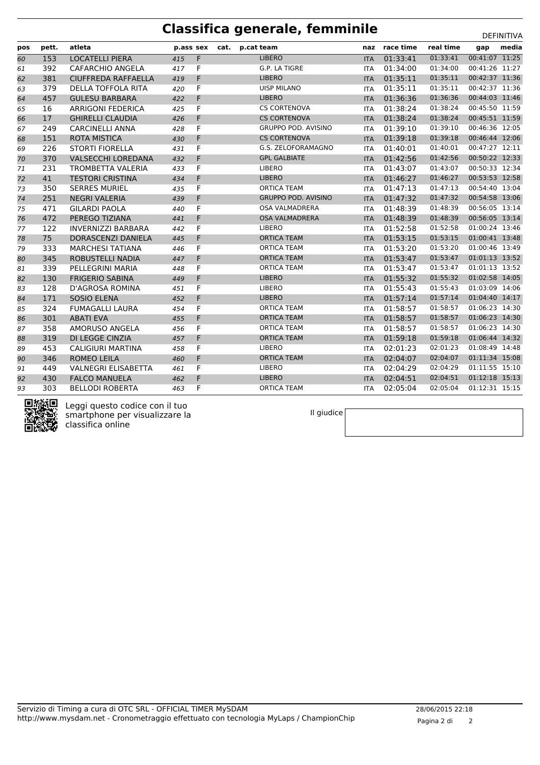# Classifica generale, femminile

DEFINITIVA

| pos | pett. | atleta | p.ass | sex | cat. | p.cat | team | naz | race time | real time | gap | media |
|---|---|---|---|---|---|---|---|---|---|---|---|---|
| 60 | 153 | LOCATELLI PIERA | 415 | F | | | LIBERO | ITA | 01:33:41 | 01:33:41 | 00:41:07 | 11:25 |
| 61 | 392 | CAFARCHIO ANGELA | 417 | F | | | G.P. LA TIGRE | ITA | 01:34:00 | 01:34:00 | 00:41:26 | 11:27 |
| 62 | 381 | CIUFFREDA RAFFAELLA | 419 | F | | | LIBERO | ITA | 01:35:11 | 01:35:11 | 00:42:37 | 11:36 |
| 63 | 379 | DELLA TOFFOLA RITA | 420 | F | | | UISP MILANO | ITA | 01:35:11 | 01:35:11 | 00:42:37 | 11:36 |
| 64 | 457 | GULESU BARBARA | 422 | F | | | LIBERO | ITA | 01:36:36 | 01:36:36 | 00:44:03 | 11:46 |
| 65 | 16 | ARRIGONI FEDERICA | 425 | F | | | CS CORTENOVA | ITA | 01:38:24 | 01:38:24 | 00:45:50 | 11:59 |
| 66 | 17 | GHIRELLI CLAUDIA | 426 | F | | | CS CORTENOVA | ITA | 01:38:24 | 01:38:24 | 00:45:51 | 11:59 |
| 67 | 249 | CARCINELLI ANNA | 428 | F | | | GRUPPO POD. AVISINO | ITA | 01:39:10 | 01:39:10 | 00:46:36 | 12:05 |
| 68 | 151 | ROTA MISTICA | 430 | F | | | CS CORTENOVA | ITA | 01:39:18 | 01:39:18 | 00:46:44 | 12:06 |
| 69 | 226 | STORTI FIORELLA | 431 | F | | | G.S. ZELOFORAMAGNO | ITA | 01:40:01 | 01:40:01 | 00:47:27 | 12:11 |
| 70 | 370 | VALSECCHI LOREDANA | 432 | F | | | GPL GALBIATE | ITA | 01:42:56 | 01:42:56 | 00:50:22 | 12:33 |
| 71 | 231 | TROMBETTA VALERIA | 433 | F | | | LIBERO | ITA | 01:43:07 | 01:43:07 | 00:50:33 | 12:34 |
| 72 | 41 | TESTORI CRISTINA | 434 | F | | | LIBERO | ITA | 01:46:27 | 01:46:27 | 00:53:53 | 12:58 |
| 73 | 350 | SERRES MURIEL | 435 | F | | | ORTICA TEAM | ITA | 01:47:13 | 01:47:13 | 00:54:40 | 13:04 |
| 74 | 251 | NEGRI VALERIA | 439 | F | | | GRUPPO POD. AVISINO | ITA | 01:47:32 | 01:47:32 | 00:54:58 | 13:06 |
| 75 | 471 | GILARDI PAOLA | 440 | F | | | OSA VALMADRERA | ITA | 01:48:39 | 01:48:39 | 00:56:05 | 13:14 |
| 76 | 472 | PEREGO TIZIANA | 441 | F | | | OSA VALMADRERA | ITA | 01:48:39 | 01:48:39 | 00:56:05 | 13:14 |
| 77 | 122 | INVERNIZZI BARBARA | 442 | F | | | LIBERO | ITA | 01:52:58 | 01:52:58 | 01:00:24 | 13:46 |
| 78 | 75 | DORASCENZI DANIELA | 445 | F | | | ORTICA TEAM | ITA | 01:53:15 | 01:53:15 | 01:00:41 | 13:48 |
| 79 | 333 | MARCHESI TATIANA | 446 | F | | | ORTICA TEAM | ITA | 01:53:20 | 01:53:20 | 01:00:46 | 13:49 |
| 80 | 345 | ROBUSTELLI NADIA | 447 | F | | | ORTICA TEAM | ITA | 01:53:47 | 01:53:47 | 01:01:13 | 13:52 |
| 81 | 339 | PELLEGRINI MARIA | 448 | F | | | ORTICA TEAM | ITA | 01:53:47 | 01:53:47 | 01:01:13 | 13:52 |
| 82 | 130 | FRIGERIO SABINA | 449 | F | | | LIBERO | ITA | 01:55:32 | 01:55:32 | 01:02:58 | 14:05 |
| 83 | 128 | D'AGROSA ROMINA | 451 | F | | | LIBERO | ITA | 01:55:43 | 01:55:43 | 01:03:09 | 14:06 |
| 84 | 171 | SOSIO ELENA | 452 | F | | | LIBERO | ITA | 01:57:14 | 01:57:14 | 01:04:40 | 14:17 |
| 85 | 324 | FUMAGALLI LAURA | 454 | F | | | ORTICA TEAM | ITA | 01:58:57 | 01:58:57 | 01:06:23 | 14:30 |
| 86 | 301 | ABATI EVA | 455 | F | | | ORTICA TEAM | ITA | 01:58:57 | 01:58:57 | 01:06:23 | 14:30 |
| 87 | 358 | AMORUSO ANGELA | 456 | F | | | ORTICA TEAM | ITA | 01:58:57 | 01:58:57 | 01:06:23 | 14:30 |
| 88 | 319 | DI LEGGE CINZIA | 457 | F | | | ORTICA TEAM | ITA | 01:59:18 | 01:59:18 | 01:06:44 | 14:32 |
| 89 | 453 | CALIGIURI MARTINA | 458 | F | | | LIBERO | ITA | 02:01:23 | 02:01:23 | 01:08:49 | 14:48 |
| 90 | 346 | ROMEO LEILA | 460 | F | | | ORTICA TEAM | ITA | 02:04:07 | 02:04:07 | 01:11:34 | 15:08 |
| 91 | 449 | VALNEGRI ELISABETTA | 461 | F | | | LIBERO | ITA | 02:04:29 | 02:04:29 | 01:11:55 | 15:10 |
| 92 | 430 | FALCO MANUELA | 462 | F | | | LIBERO | ITA | 02:04:51 | 02:04:51 | 01:12:18 | 15:13 |
| 93 | 303 | BELLODI ROBERTA | 463 | F | | | ORTICA TEAM | ITA | 02:05:04 | 02:05:04 | 01:12:31 | 15:15 |

Leggi questo codice con il tuo smartphone per visualizzare la classifica online

Il giudice

Servizio di Timing a cura di OTC SRL - OFFICIAL TIMER MySDAM
http://www.mysdam.net - Cronometraggio effettuato con tecnologia MyLaps / ChampionChip

28/06/2015 22:18